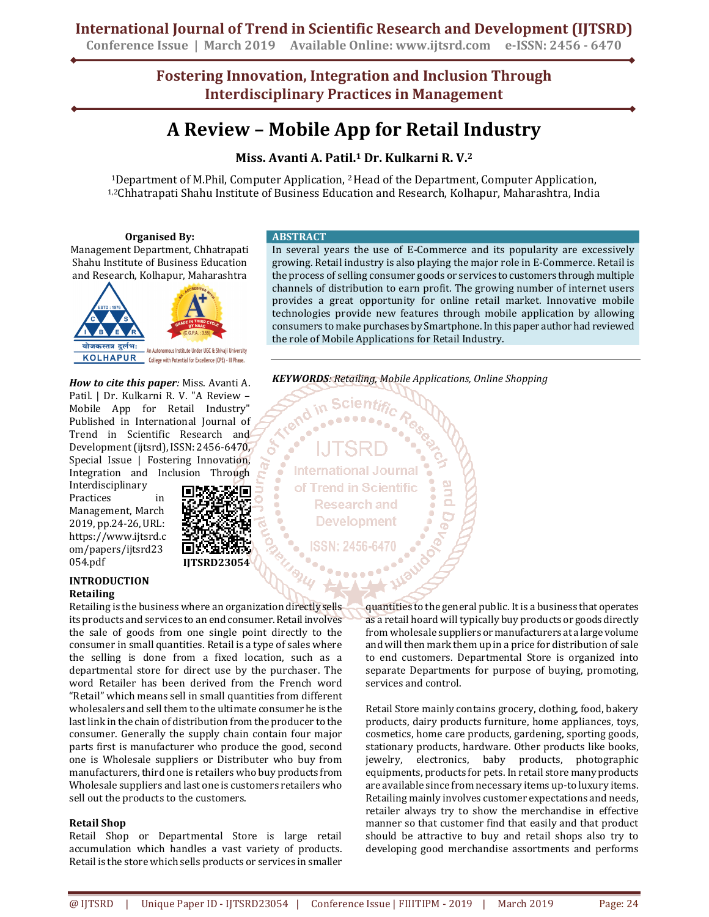# A Review – Mobile App for Retail Industry

**Miss. Avanti A. Patil.[1] Dr. Kulkarni R. V.[2]**

[1]Department of M.Phil, Computer Application, [2]Head of the Department, Computer Application,
[1,2]Chhatrapati Shahu Institute of Business Education and Research, Kolhapur, Maharashtra, India

**Organised By:**
Management Department, Chhatrapati Shahu Institute of Business Education and Research, Kolhapur, Maharashtra

***How to cite this paper:*** Miss. Avanti A. Patil. | Dr. Kulkarni R. V. "A Review – Mobile App for Retail Industry" Published in International Journal of Trend in Scientific Research and Development (ijtsrd), ISSN: 2456-6470, Special Issue | Fostering Innovation, Integration and Inclusion Through Interdisciplinary Practices in Management, March 2019, pp.24-26, URL: https://www.ijtsrd.com/papers/ijtsrd23054.pdf

IJTSRD23054

## ABSTRACT

In several years the use of E-Commerce and its popularity are excessively growing. Retail industry is also playing the major role in E-Commerce. Retail is the process of selling consumer goods or services to customers through multiple channels of distribution to earn profit. The growing number of internet users provides a great opportunity for online retail market. Innovative mobile technologies provide new features through mobile application by allowing consumers to make purchases by Smartphone. In this paper author had reviewed the role of Mobile Applications for Retail Industry.

***KEYWORDS****: Retailing, Mobile Applications, Online Shopping*

## INTRODUCTION

### Retailing

Retailing is the business where an organization directly sells its products and services to an end consumer. Retail involves the sale of goods from one single point directly to the consumer in small quantities. Retail is a type of sales where the selling is done from a fixed location, such as a departmental store for direct use by the purchaser. The word Retailer has been derived from the French word "Retail" which means sell in small quantities from different wholesalers and sell them to the ultimate consumer he is the last link in the chain of distribution from the producer to the consumer. Generally the supply chain contain four major parts first is manufacturer who produce the good, second one is Wholesale suppliers or Distributer who buy from manufacturers, third one is retailers who buy products from Wholesale suppliers and last one is customers retailers who sell out the products to the customers.

### Retail Shop

Retail Shop or Departmental Store is large retail accumulation which handles a vast variety of products. Retail is the store which sells products or services in smaller quantities to the general public. It is a business that operates as a retail hoard will typically buy products or goods directly from wholesale suppliers or manufacturers at a large volume and will then mark them up in a price for distribution of sale to end customers. Departmental Store is organized into separate Departments for purpose of buying, promoting, services and control.

Retail Store mainly contains grocery, clothing, food, bakery products, dairy products furniture, home appliances, toys, cosmetics, home care products, gardening, sporting goods, stationary products, hardware. Other products like books, jewelry, electronics, baby products, photographic equipments, products for pets. In retail store many products are available since from necessary items up-to luxury items. Retailing mainly involves customer expectations and needs, retailer always try to show the merchandise in effective manner so that customer find that easily and that product should be attractive to buy and retail shops also try to developing good merchandise assortments and performs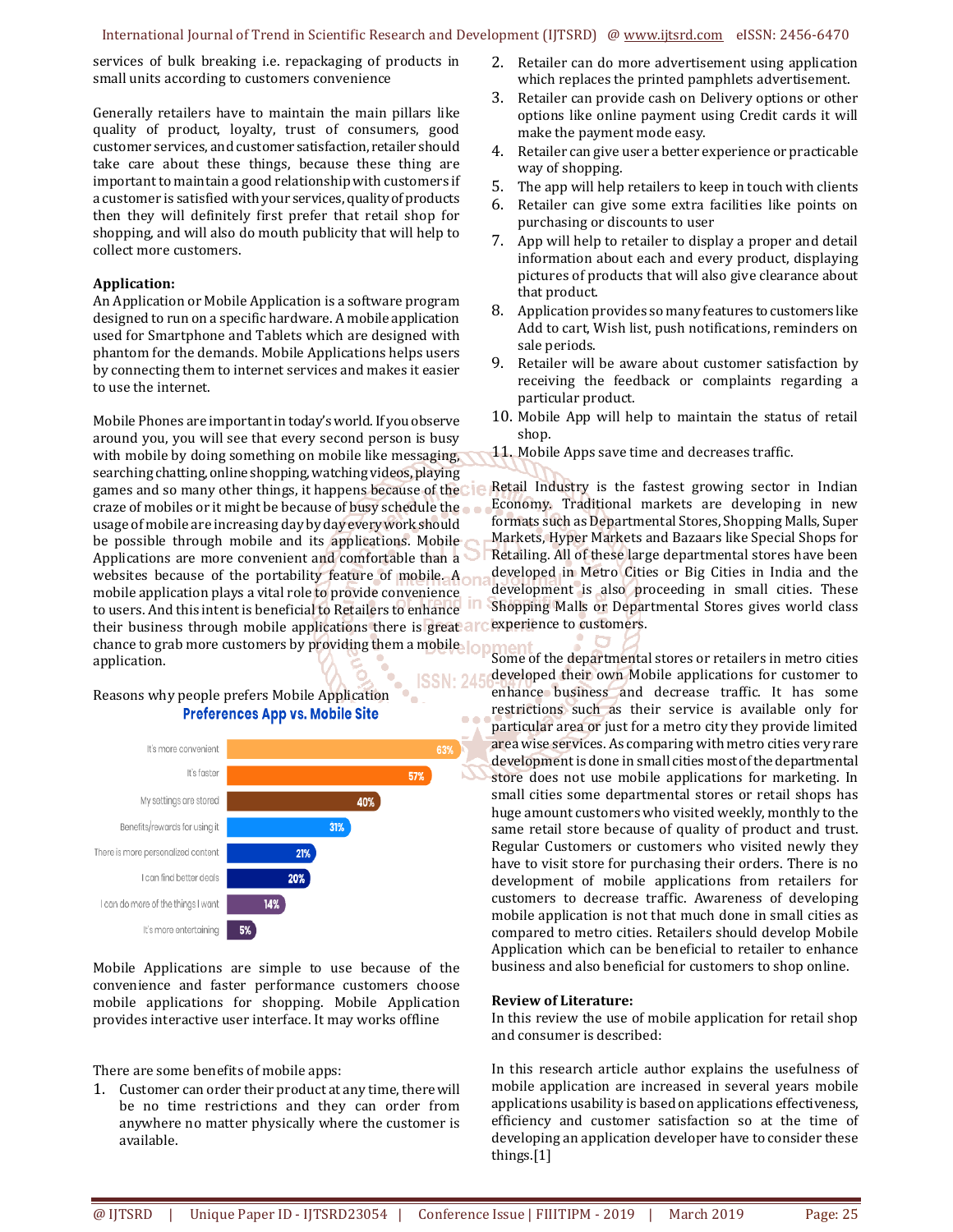services of bulk breaking i.e. repackaging of products in small units according to customers convenience

Generally retailers have to maintain the main pillars like quality of product, loyalty, trust of consumers, good customer services, and customer satisfaction, retailer should take care about these things, because these thing are important to maintain a good relationship with customers if a customer is satisfied with your services, quality of products then they will definitely first prefer that retail shop for shopping, and will also do mouth publicity that will help to collect more customers.

**Application:**

An Application or Mobile Application is a software program designed to run on a specific hardware. A mobile application used for Smartphone and Tablets which are designed with phantom for the demands. Mobile Applications helps users by connecting them to internet services and makes it easier to use the internet.

Mobile Phones are important in today's world. If you observe around you, you will see that every second person is busy with mobile by doing something on mobile like messaging, searching chatting, online shopping, watching videos, playing games and so many other things, it happens because of the craze of mobiles or it might be because of busy schedule the usage of mobile are increasing day by day every work should be possible through mobile and its applications. Mobile Applications are more convenient and comfortable than a websites because of the portability feature of mobile. A mobile application plays a vital role to provide convenience to users. And this intent is beneficial to Retailers to enhance their business through mobile applications there is great chance to grab more customers by providing them a mobile application.

Reasons why people prefers Mobile Application

**Preferences App vs. Mobile Site**

| Reason | Percentage |
|---|---|
| It's more convenient | 63% |
| It's faster | 57% |
| My settings are stored | 40% |
| Benefits/rewards for using it | 31% |
| There is more personalized content | 21% |
| I can find better deals | 20% |
| I can do more of the things I want | 14% |
| It's more entertaining | 5% |

Mobile Applications are simple to use because of the convenience and faster performance customers choose mobile applications for shopping. Mobile Application provides interactive user interface. It may works offline

There are some benefits of mobile apps:

1. Customer can order their product at any time, there will be no time restrictions and they can order from anywhere no matter physically where the customer is available.
2. Retailer can do more advertisement using application which replaces the printed pamphlets advertisement.
3. Retailer can provide cash on Delivery options or other options like online payment using Credit cards it will make the payment mode easy.
4. Retailer can give user a better experience or practicable way of shopping.
5. The app will help retailers to keep in touch with clients
6. Retailer can give some extra facilities like points on purchasing or discounts to user
7. App will help to retailer to display a proper and detail information about each and every product, displaying pictures of products that will also give clearance about that product.
8. Application provides so many features to customers like Add to cart, Wish list, push notifications, reminders on sale periods.
9. Retailer will be aware about customer satisfaction by receiving the feedback or complaints regarding a particular product.
10. Mobile App will help to maintain the status of retail shop.
11. Mobile Apps save time and decreases traffic.

Retail Industry is the fastest growing sector in Indian Economy. Traditional markets are developing in new formats such as Departmental Stores, Shopping Malls, Super Markets, Hyper Markets and Bazaars like Special Shops for Retailing. All of these large departmental stores have been developed in Metro Cities or Big Cities in India and the development is also proceeding in small cities. These Shopping Malls or Departmental Stores gives world class experience to customers.

Some of the departmental stores or retailers in metro cities developed their own Mobile applications for customer to enhance business and decrease traffic. It has some restrictions such as their service is available only for particular area or just for a metro city they provide limited area wise services. As comparing with metro cities very rare development is done in small cities most of the departmental store does not use mobile applications for marketing. In small cities some departmental stores or retail shops has huge amount customers who visited weekly, monthly to the same retail store because of quality of product and trust. Regular Customers or customers who visited newly they have to visit store for purchasing their orders. There is no development of mobile applications from retailers for customers to decrease traffic. Awareness of developing mobile application is not that much done in small cities as compared to metro cities. Retailers should develop Mobile Application which can be beneficial to retailer to enhance business and also beneficial for customers to shop online.

**Review of Literature:**

In this review the use of mobile application for retail shop and consumer is described:

In this research article author explains the usefulness of mobile application are increased in several years mobile applications usability is based on applications effectiveness, efficiency and customer satisfaction so at the time of developing an application developer have to consider these things.[1]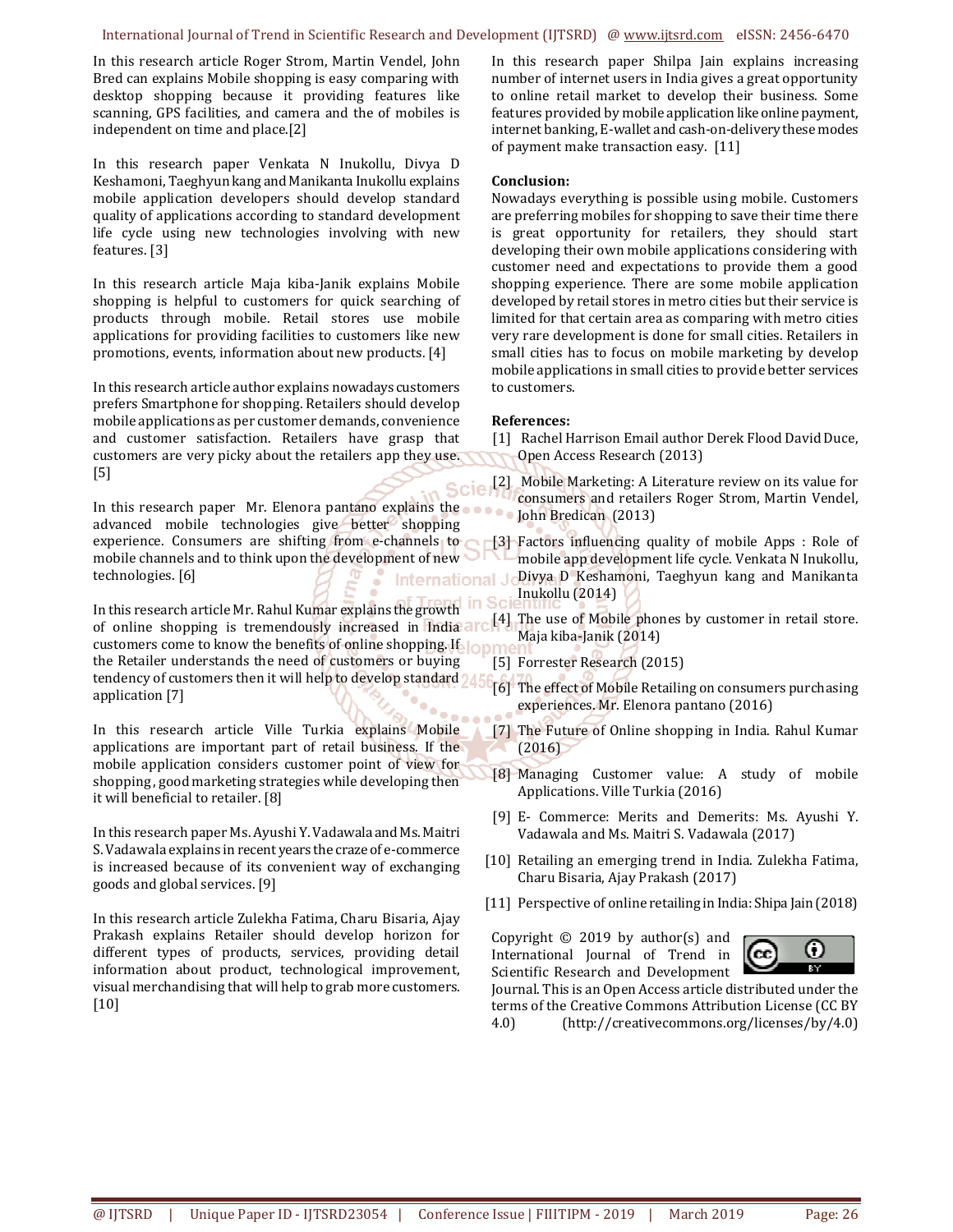In this research article Roger Strom, Martin Vendel, John Bred can explains Mobile shopping is easy comparing with desktop shopping because it providing features like scanning, GPS facilities, and camera and the of mobiles is independent on time and place.[2]

In this research paper Venkata N Inukollu, Divya D Keshamoni, Taeghyun kang and Manikanta Inukollu explains mobile application developers should develop standard quality of applications according to standard development life cycle using new technologies involving with new features. [3]

In this research article Maja kiba-Janik explains Mobile shopping is helpful to customers for quick searching of products through mobile. Retail stores use mobile applications for providing facilities to customers like new promotions, events, information about new products. [4]

In this research article author explains nowadays customers prefers Smartphone for shopping. Retailers should develop mobile applications as per customer demands, convenience and customer satisfaction. Retailers have grasp that customers are very picky about the retailers app they use. [5]

In this research paper Mr. Elenora pantano explains the advanced mobile technologies give better shopping experience. Consumers are shifting from e-channels to mobile channels and to think upon the development of new technologies. [6]

In this research article Mr. Rahul Kumar explains the growth of online shopping is tremendously increased in India customers come to know the benefits of online shopping. If the Retailer understands the need of customers or buying tendency of customers then it will help to develop standard application [7]

In this research article Ville Turkia explains Mobile applications are important part of retail business. If the mobile application considers customer point of view for shopping, good marketing strategies while developing then it will beneficial to retailer. [8]

In this research paper Ms. Ayushi Y. Vadawala and Ms. Maitri S. Vadawala explains in recent years the craze of e-commerce is increased because of its convenient way of exchanging goods and global services. [9]

In this research article Zulekha Fatima, Charu Bisaria, Ajay Prakash explains Retailer should develop horizon for different types of products, services, providing detail information about product, technological improvement, visual merchandising that will help to grab more customers. [10]

In this research paper Shilpa Jain explains increasing number of internet users in India gives a great opportunity to online retail market to develop their business. Some features provided by mobile application like online payment, internet banking, E-wallet and cash-on-delivery these modes of payment make transaction easy. [11]

**Conclusion:**

Nowadays everything is possible using mobile. Customers are preferring mobiles for shopping to save their time there is great opportunity for retailers, they should start developing their own mobile applications considering with customer need and expectations to provide them a good shopping experience. There are some mobile application developed by retail stores in metro cities but their service is limited for that certain area as comparing with metro cities very rare development is done for small cities. Retailers in small cities has to focus on mobile marketing by develop mobile applications in small cities to provide better services to customers.

**References:**

[1] Rachel Harrison Email author Derek Flood David Duce, Open Access Research (2013)

[2] Mobile Marketing: A Literature review on its value for consumers and retailers Roger Strom, Martin Vendel, John Bredican (2013)

[3] Factors influencing quality of mobile Apps : Role of mobile app development life cycle. Venkata N Inukollu, Divya D Keshamoni, Taeghyun kang and Manikanta Inukollu (2014)

[4] The use of Mobile phones by customer in retail store. Maja kiba-Janik (2014)

[5] Forrester Research (2015)

[6] The effect of Mobile Retailing on consumers purchasing experiences. Mr. Elenora pantano (2016)

[7] The Future of Online shopping in India. Rahul Kumar (2016)

[8] Managing Customer value: A study of mobile Applications. Ville Turkia (2016)

[9] E- Commerce: Merits and Demerits: Ms. Ayushi Y. Vadawala and Ms. Maitri S. Vadawala (2017)

[10] Retailing an emerging trend in India. Zulekha Fatima, Charu Bisaria, Ajay Prakash (2017)

[11] Perspective of online retailing in India: Shipa Jain (2018)

Copyright © 2019 by author(s) and International Journal of Trend in Scientific Research and Development Journal. This is an Open Access article distributed under the terms of the Creative Commons Attribution License (CC BY 4.0) (http://creativecommons.org/licenses/by/4.0)